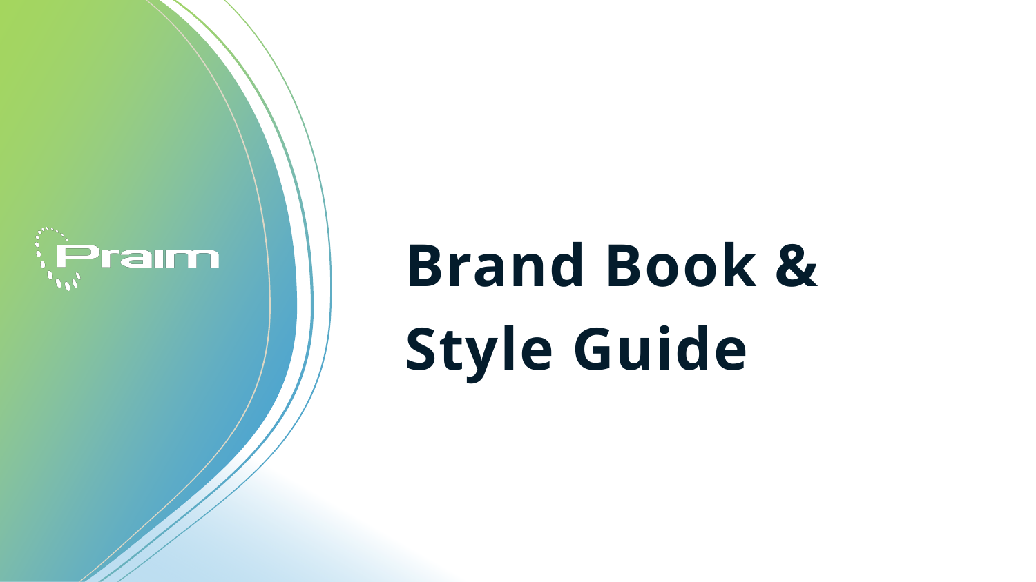Praim

# Brand Book & Style Guide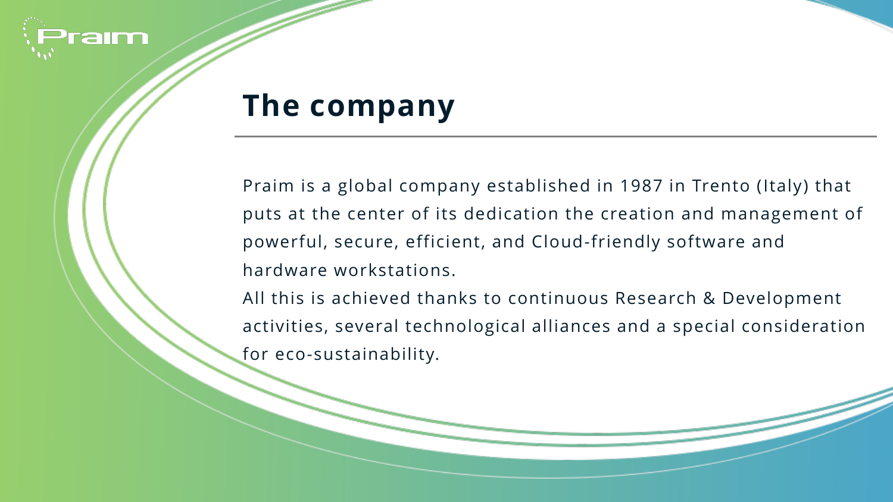# The company

Praim is a global company established in 1987 in Trento (Italy) that puts at the center of its dedication the creation and management of powerful, secure, efficient, and Cloud-friendly software and hardware workstations.

All this is achieved thanks to continuous Research & Development activities, several technological alliances and a special consideration for eco-sustainability.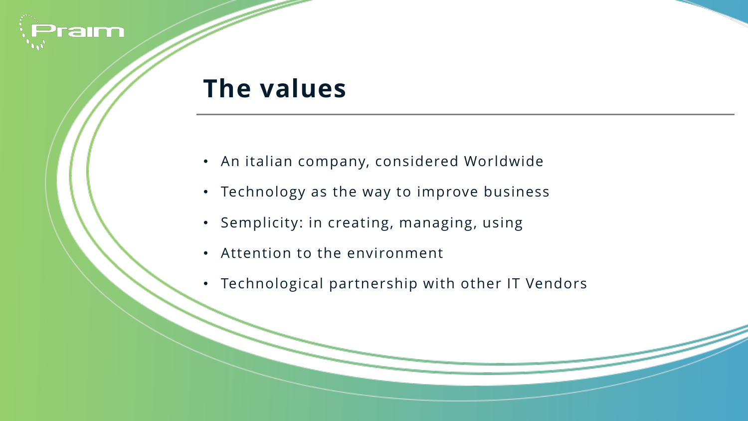# The values

- An italian company, considered Worldwide
- Technology as the way to improve business
- Semplicity: in creating, managing, using
- Attention to the environment
- Technological partnership with other IT Vendors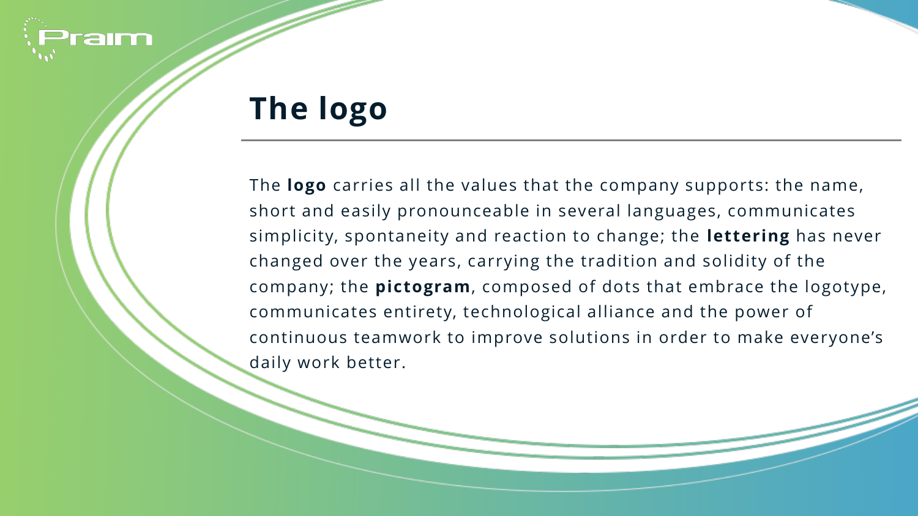# The logo

The **logo** carries all the values that the company supports: the name, short and easily pronounceable in several languages, communicates simplicity, spontaneity and reaction to change; the **lettering** has never changed over the years, carrying the tradition and solidity of the company; the **pictogram**, composed of dots that embrace the logotype, communicates entirety, technological alliance and the power of continuous teamwork to improve solutions in order to make everyone's daily work better.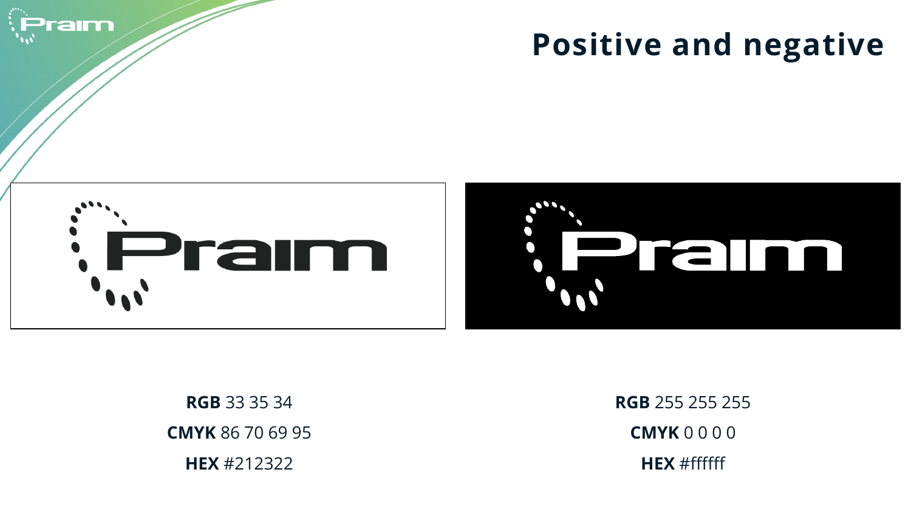# Positive and negative

**RGB** 33 35 34

**CMYK** 86 70 69 95

**HEX** #212322

**RGB** 255 255 255

**CMYK** 0 0 0 0

**HEX** #ffffff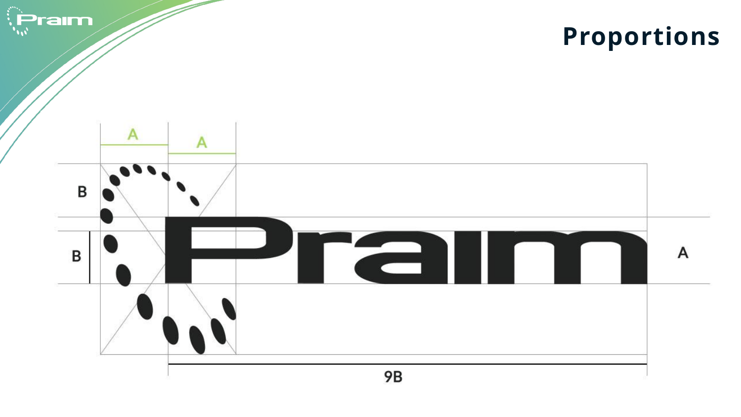# Proportions

A

A

B

B

A

9B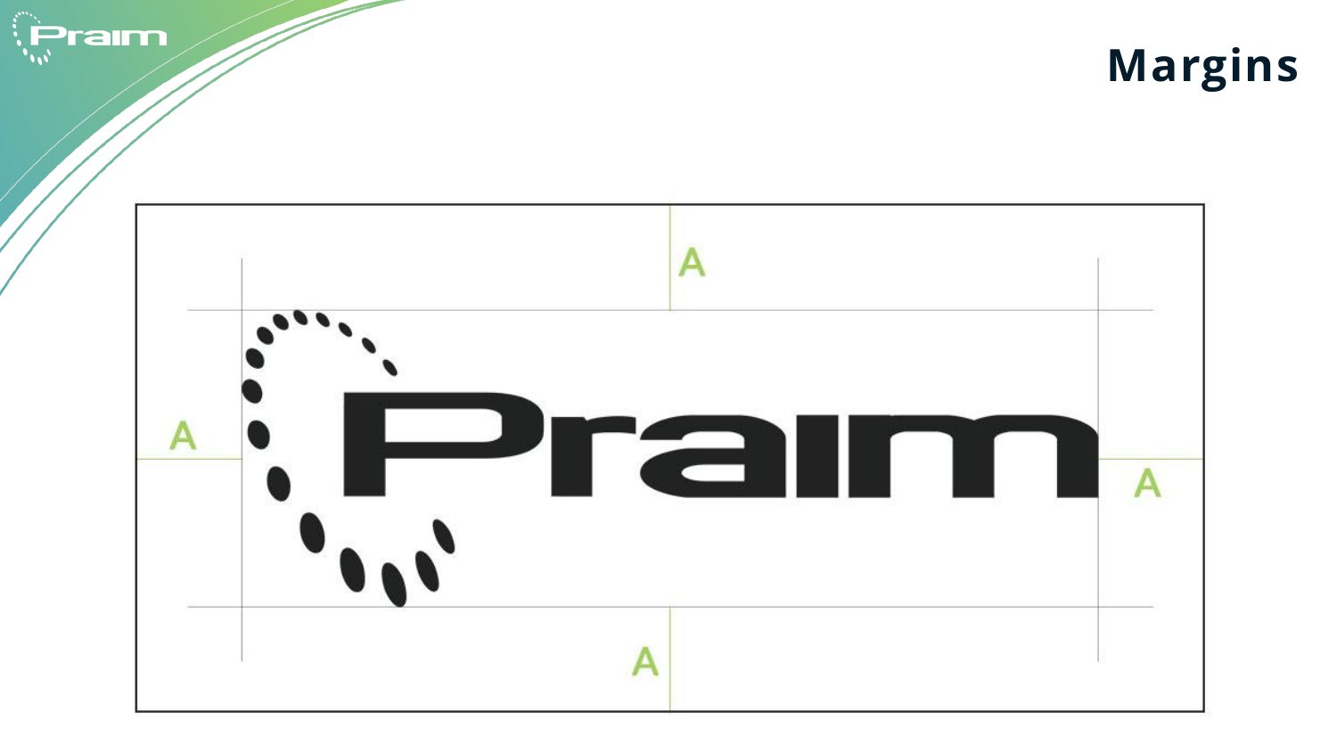# Margins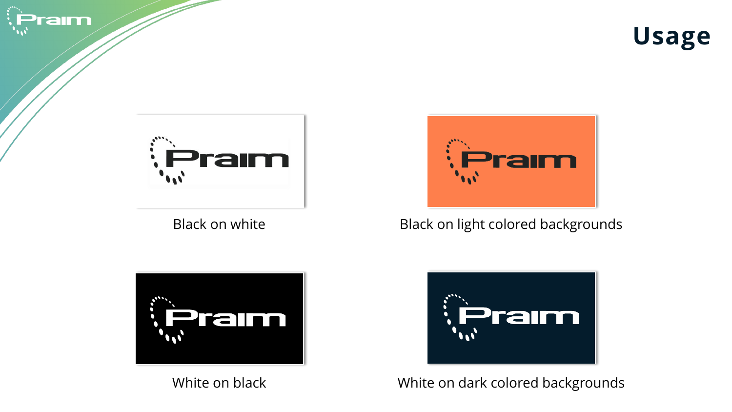# Usage

Black on white

Black on light colored backgrounds

White on black

White on dark colored backgrounds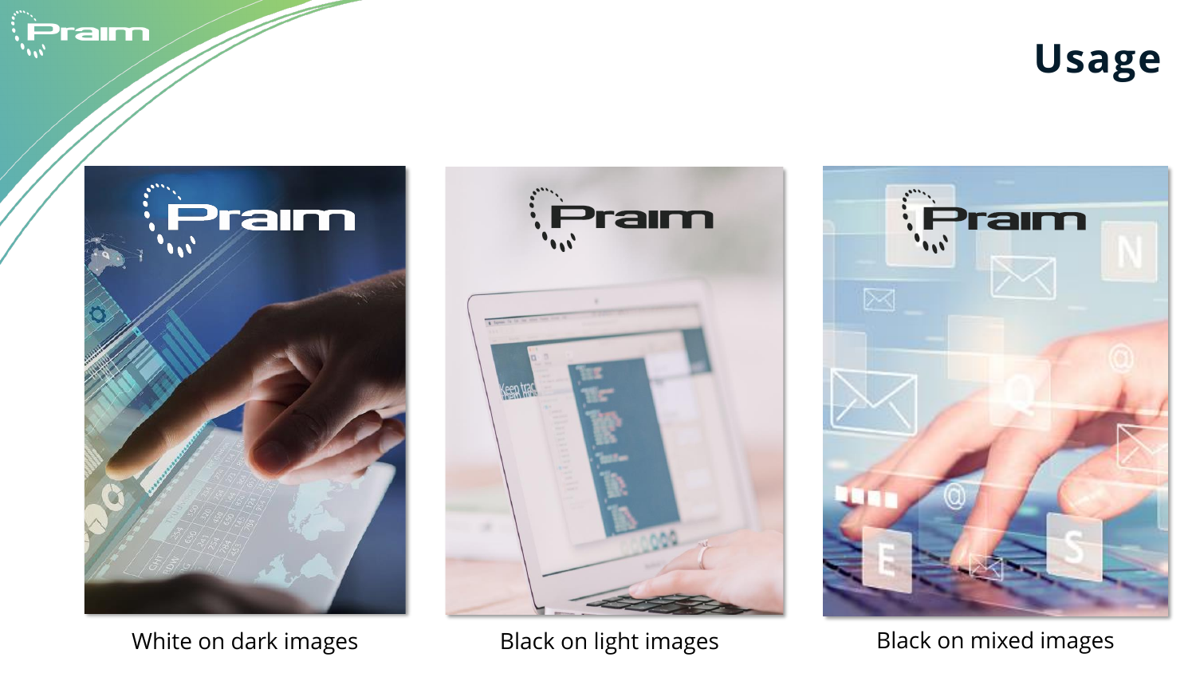# Usage

White on dark images

Black on light images

Black on mixed images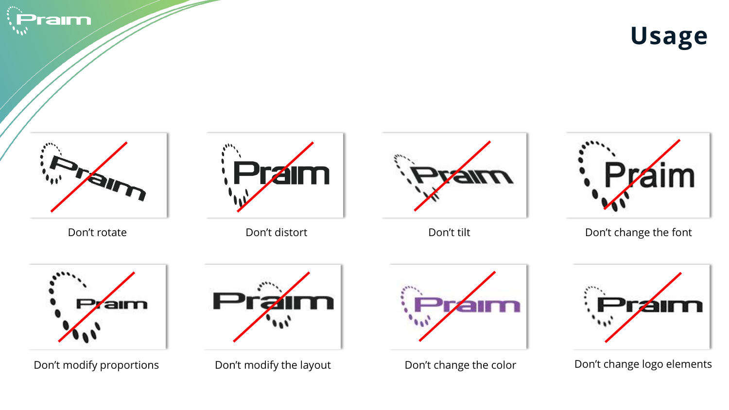# Usage

Don't rotate

Don't distort

Don't tilt

Don't change the font

Don't modify proportions

Don't modify the layout

Don't change the color

Don't change logo elements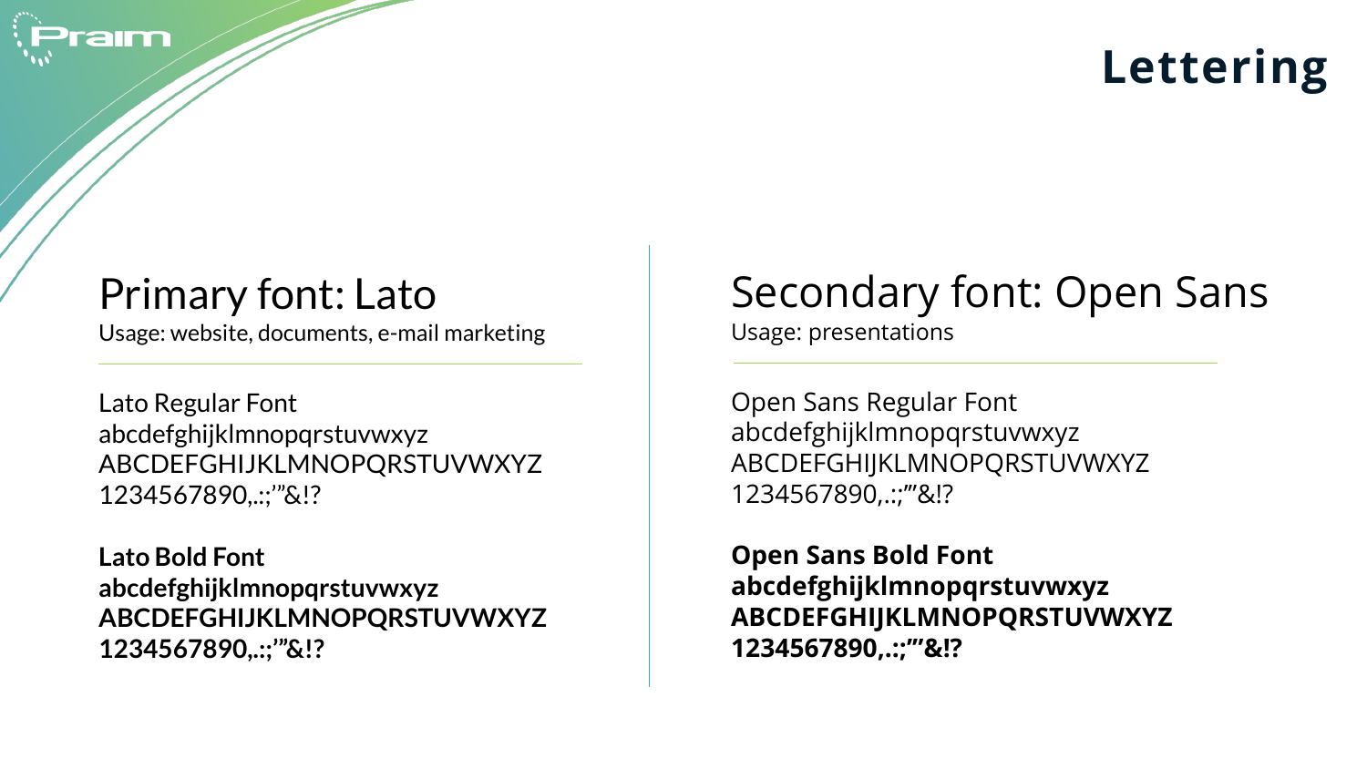# Lettering

## Primary font: Lato

Usage: website, documents, e-mail marketing

Lato Regular Font
abcdefghijklmnopqrstuvwxyz
ABCDEFGHIJKLMNOPQRSTUVWXYZ
1234567890,.:;'"&!?

**Lato Bold Font**
**abcdefghijklmnopqrstuvwxyz**
**ABCDEFGHIJKLMNOPQRSTUVWXYZ**
**1234567890,.:;'"&!?**

## Secondary font: Open Sans

Usage: presentations

Open Sans Regular Font
abcdefghijklmnopqrstuvwxyz
ABCDEFGHIJKLMNOPQRSTUVWXYZ
1234567890,.:;'"&!?

**Open Sans Bold Font**
**abcdefghijklmnopqrstuvwxyz**
**ABCDEFGHIJKLMNOPQRSTUVWXYZ**
**1234567890,.:;'"&!?**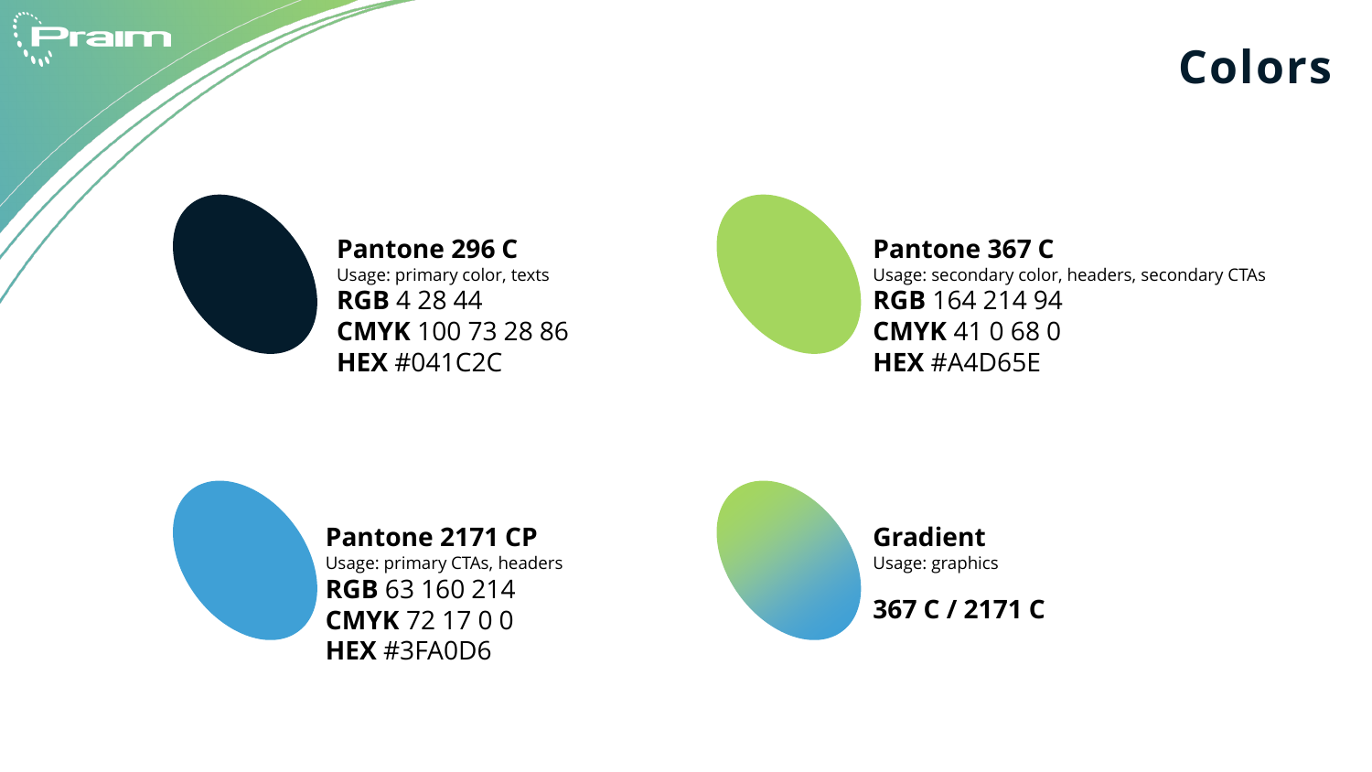# Colors

**Pantone 296 C**
Usage: primary color, texts
**RGB** 4 28 44
**CMYK** 100 73 28 86
**HEX** #041C2C

**Pantone 367 C**
Usage: secondary color, headers, secondary CTAs
**RGB** 164 214 94
**CMYK** 41 0 68 0
**HEX** #A4D65E

**Pantone 2171 CP**
Usage: primary CTAs, headers
**RGB** 63 160 214
**CMYK** 72 17 0 0
**HEX** #3FA0D6

**Gradient**
Usage: graphics

**367 C / 2171 C**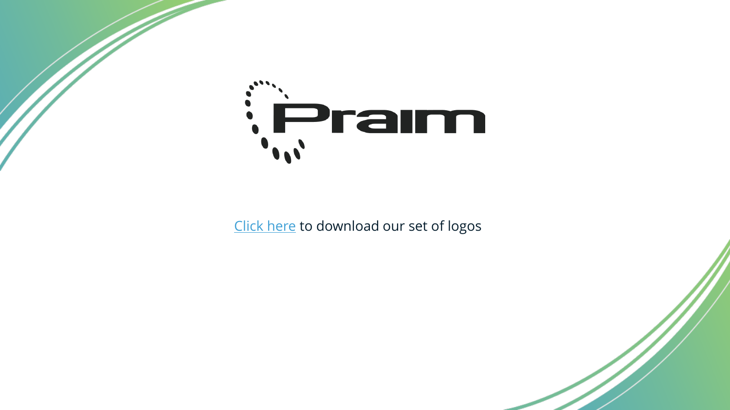Click here to download our set of logos